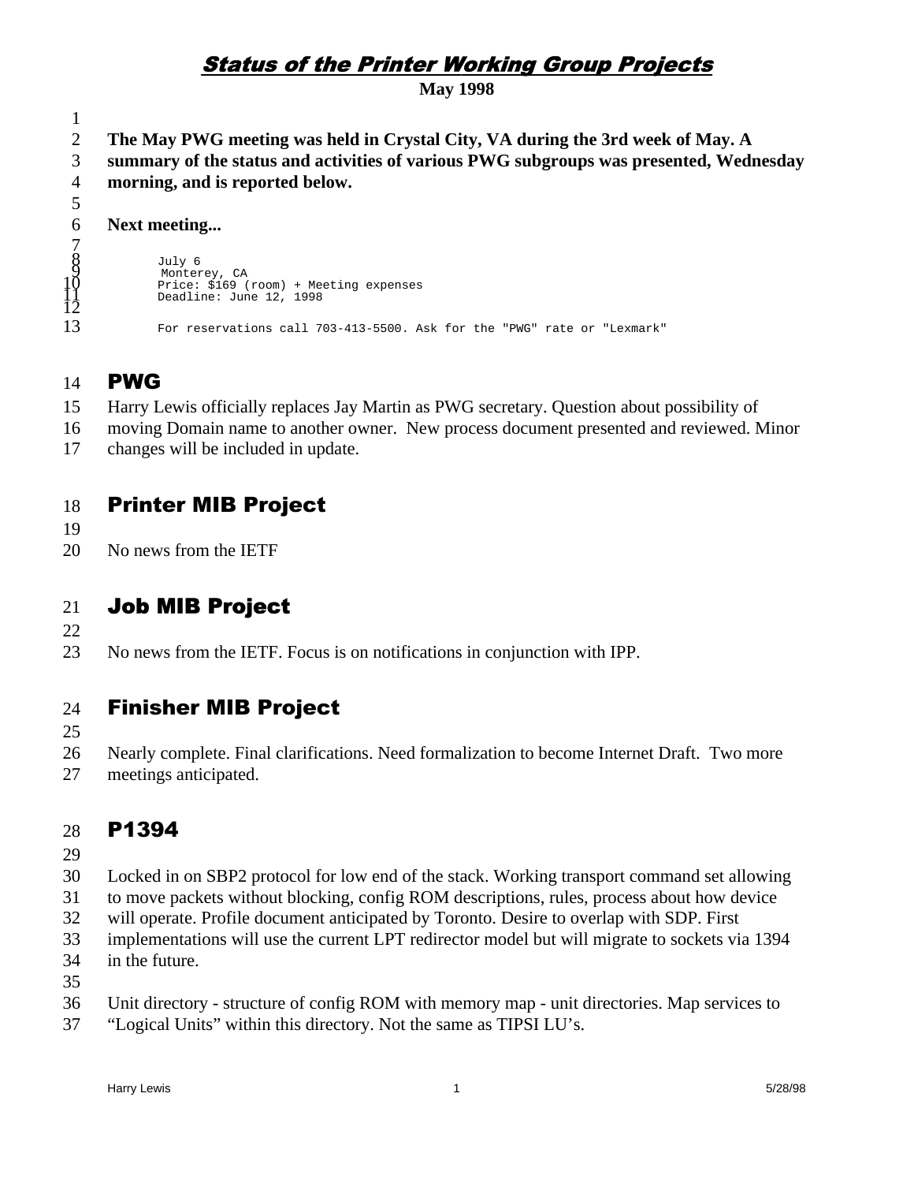# Status of the Printer Working Group Projects

**May 1998**

**The May PWG meeting was held in Crystal City, VA during the 3rd week of May. A summary of the status and activities of various PWG subgroups was presented, Wednesday morning, and is reported below.**

**Next meeting...**

```
July 6
 Monterey, CA
Price: $169 (room) + Meeting expenses
Deadline: June 12, 1998

For reservations call 703-413-5500. Ask for the "PWG" rate or "Lexmark"
```

## PWG

Harry Lewis officially replaces Jay Martin as PWG secretary. Question about possibility of moving Domain name to another owner. New process document presented and reviewed. Minor changes will be included in update.

## Printer MIB Project

No news from the IETF

## Job MIB Project

No news from the IETF. Focus is on notifications in conjunction with IPP.

## Finisher MIB Project

Nearly complete. Final clarifications. Need formalization to become Internet Draft. Two more meetings anticipated.

## P1394

Locked in on SBP2 protocol for low end of the stack. Working transport command set allowing to move packets without blocking, config ROM descriptions, rules, process about how device will operate. Profile document anticipated by Toronto. Desire to overlap with SDP. First implementations will use the current LPT redirector model but will migrate to sockets via 1394 in the future.

Unit directory - structure of config ROM with memory map - unit directories. Map services to “Logical Units” within this directory. Not the same as TIPSI LU’s.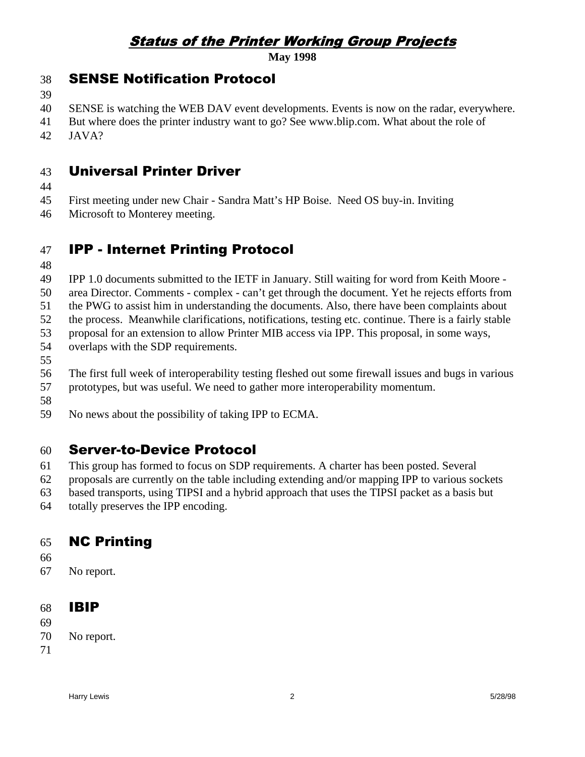# Status of the Printer Working Group Projects

**May 1998**

## SENSE Notification Protocol

SENSE is watching the WEB DAV event developments. Events is now on the radar, everywhere. But where does the printer industry want to go? See www.blip.com. What about the role of JAVA?

## Universal Printer Driver

First meeting under new Chair - Sandra Matt's HP Boise. Need OS buy-in. Inviting Microsoft to Monterey meeting.

## IPP - Internet Printing Protocol

IPP 1.0 documents submitted to the IETF in January. Still waiting for word from Keith Moore - area Director. Comments - complex - can't get through the document. Yet he rejects efforts from the PWG to assist him in understanding the documents. Also, there have been complaints about the process. Meanwhile clarifications, notifications, testing etc. continue. There is a fairly stable proposal for an extension to allow Printer MIB access via IPP. This proposal, in some ways, overlaps with the SDP requirements.

The first full week of interoperability testing fleshed out some firewall issues and bugs in various prototypes, but was useful. We need to gather more interoperability momentum.

No news about the possibility of taking IPP to ECMA.

## Server-to-Device Protocol

This group has formed to focus on SDP requirements. A charter has been posted. Several proposals are currently on the table including extending and/or mapping IPP to various sockets based transports, using TIPSI and a hybrid approach that uses the TIPSI packet as a basis but totally preserves the IPP encoding.

## NC Printing

No report.

## IBIP

No report.